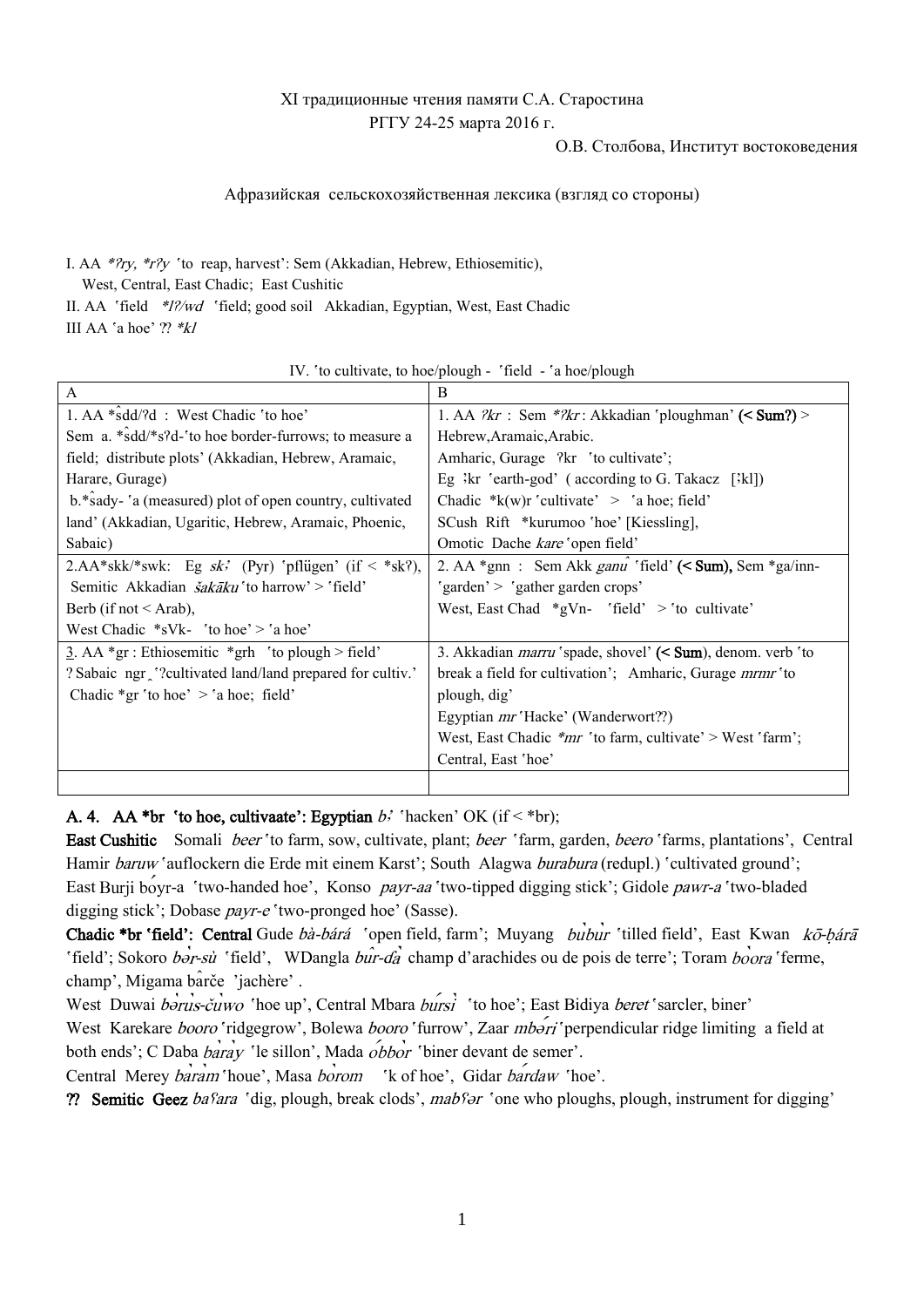XI традиционные чтения памяти С.А. Старостина

РГГУ 24-25 марта 2016 г.

О.В. Столбова, Институт востоковедения

Афразийская сельскохозяйственная лексика (взгляд со стороны)

I. AA *\*ʔry, \*rʔy* ʽto reap, harvest': Sem (Akkadian, Hebrew, Ethiosemitic), West, Central, East Chadic; East Cushitic

II. AA ʽfield *\*lʔ/wd* ʽfield; good soil Akkadian, Egyptian, West, East Chadic

III AA ʽa hoe' ?? *\*kl*

IV. ʽto cultivate, to hoe/plough - ʽfield - ʽa hoe/plough

| A | B |
|---|---|
| 1. AA \*ŝdd/ʔd : West Chadic ʽto hoe'<br>Sem a. \*ŝdd/\*sʔd-ʽto hoe border-furrows; to measure a field; distribute plots' (Akkadian, Hebrew, Aramaic, Harare, Gurage)<br>b.\*ŝady- ʽa (measured) plot of open country, cultivated land' (Akkadian, Ugaritic, Hebrew, Aramaic, Phoenic, Sabaic) | 1. AA *ʔkr* : Sem *\*ʔkr* : Akkadian ʽploughman' **(< Sum?)** > Hebrew,Aramaic,Arabic.<br>Amharic, Gurage ʔkr ʽto cultivate';<br>Eg ꜣkr ʽearth-god' ( according to G. Takacz [ꜣkl])<br>Chadic \*k(w)r ʽcultivate' > ʽa hoe; field'<br>SCush Rift \*kurumoo ʽhoe' [Kiessling],<br>Omotic Dache *kare* ʽopen field' |
| 2.AA\*skk/\*swk: Eg *skꜣ* (Pyr) ʽpflügen' (if < \*skʔ),<br>Semitic Akkadian *šakāku* ʽto harrow' > ʽfield'<br>Berb (if not < Arab),<br>West Chadic \*sVk- ʽto hoe' > ʽa hoe' | 2. AA \*gnn : Sem Akk *ganû* ʽfield' **(< Sum),** Sem \*ga/inn- ʽgarden' > ʽgather garden crops'<br>West, East Chad \*gVn- ʽfield' > ʽto cultivate' |
| 3. AA \*gr : Ethiosemitic \*grh ʽto plough > field'<br>? Sabaic ngr ʽ?cultivated land/land prepared for cultiv.'<br>Chadic \*gr ʽto hoe' > ʽa hoe; field' | 3. Akkadian *marru* ʽspade, shovel' **(< Sum)**, denom. verb ʽto break a field for cultivation'; Amharic, Gurage *mrmr* ʽto plough, dig'<br>Egyptian *mr* ʽHacke' (Wanderwort??)<br>West, East Chadic *\*mr* ʽto farm, cultivate' > West ʽfarm';<br>Central, East ʽhoe' |
| | |

**A. 4. AA \*br ʽto hoe, cultivaate': Egyptian** *bꜣ* ʽhacken' OK (if < \*br);

**East Cushitic** Somali *beer* ʽto farm, sow, cultivate, plant; *beer* ʽfarm, garden, *beero* ʽfarms, plantations', Central Hamir *baruw* ʽauflockern die Erde mit einem Karst'; South Alagwa *burabura* (redupl.) ʽcultivated ground'; East Burji bo̍yr-a ʽtwo-handed hoe', Konso *payr-aa* ʽtwo-tipped digging stick'; Gidole *pawr-a* ʽtwo-bladed digging stick'; Dobase *payr-e* ʽtwo-pronged hoe' (Sasse).

**Chadic \*br ʽfield': Central** Gude *bà-bárá* ʽopen field, farm'; Muyang *bu̍bu̍r* ʽtilled field', East Kwan *kō-ɓārā* ʽfield'; Sokoro *bə̍r-sù* ʽfield', WDangla *bûr-dà̍* champ d'arachides ou de pois de terre'; Toram *bo̍ora* ʽferme, champ', Migama bârče ʽjachère' .

West Duwai *bə̍ru̍s-ču̍wo* ʽhoe up', Central Mbara *bu̍rsì̍* ʽto hoe'; East Bidiya *beret* ʽsarcler, biner'

West Karekare *booro* ʽridgegrow', Bolewa *booro* ʽfurrow', Zaar *mbə́ri* ʽperpendicular ridge limiting a field at both ends'; C Daba *ba̍ra̍y* ʽle sillon', Mada *ó̍bbo̍r* ʽbiner devant de semer'.

Central Merey *ba̍ra̍m* ʽhoue', Masa *bo̍rom* ʽk of hoe', Gidar *bárdaw* ʽhoe'.

**?? Semitic Geez** *baʕara* ʽdig, plough, break clods', *mabʕər* ʽone who ploughs, plough, instrument for digging'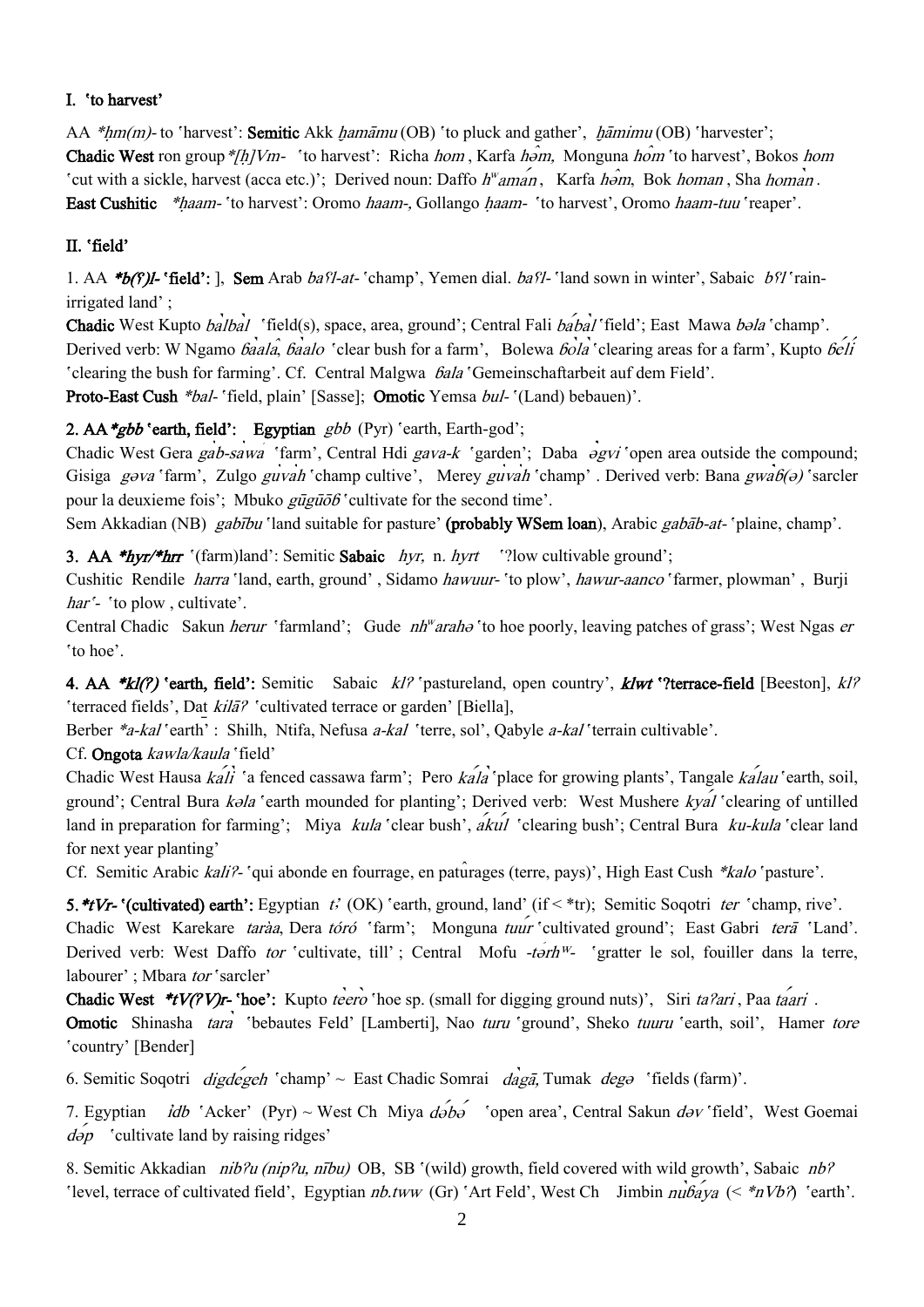## I. 'to harvest'

AA *\*ḥm(m)-* to 'harvest': **Semitic** Akk *ḫamāmu* (OB) 'to pluck and gather', *ḫāmimu* (OB) 'harvester'; **Chadic West** ron group *\*[ḥ]Vm-* 'to harvest': Richa *hom* , Karfa *hə̂m,* Monguna *hò̂m* 'to harvest', Bokos *hom* 'cut with a sickle, harvest (acca etc.)'; Derived noun: Daffo *hʷamán* , Karfa *hə̂m,* Bok *homan* , Sha *homàn* .
**East Cushitic** *\*ḥaam-* 'to harvest': Oromo *haam-,* Gollango *ḥaam-* 'to harvest', Oromo *haam-tuu* 'reaper'.

## II. 'field'

1. AA ***\*b(ʕ)l-* 'field':** ], **Sem** Arab *baʕl-at-* 'champ', Yemen dial. *baʕl-* 'land sown in winter', Sabaic *bʕl* 'rain-irrigated land' ;
**Chadic** West Kupto *bàlbàl* 'field(s), space, area, ground'; Central Fali *ɓábàl* 'field'; East Mawa *bəla* 'champ'. Derived verb: W Ngamo *ɓaalâ, ɓàalo* 'clear bush for a farm', Bolewa *ɓòlà* 'clearing areas for a farm', Kupto *ɓélí* 'clearing the bush for farming'. Cf. Central Malgwa *ɓala* 'Gemeinschaftarbeit auf dem Field'.
**Proto-East Cush** *\*bal-* 'field, plain' [Sasse]; **Omotic** Yemsa *bul-* '(Land) bebauen)'.

**2. AA *\*gbb* 'earth, field': Egyptian** *gbb* (Pyr) 'earth, Earth-god';
Chadic West Gera *gàb-sàwá* 'farm', Central Hdi *gava-k* 'garden'; Daba *ə̀gvi* 'open area outside the compound; Gisiga *gəva* 'farm', Zulgo *gùvàh* 'champ cultivé', Merey *gùvàh* 'champ' . Derived verb: Bana *gwàɓ(ə)* 'sarcler pour la deuxieme fois'; Mbuko *gūgūɓ* 'cultivate for the second time'.
Sem Akkadian (NB) *gabību* 'land suitable for pasture' **(probably WSem loan)**, Arabic *gabāb-at-* 'plaine, champ'.

**3. AA *\*hyr/\*hrr*** '(farm)land': Semitic **Sabaic** *hyr,* n. *hyrt* '?low cultivable ground';
Cushitic Rendile *harra* 'land, earth, ground' , Sidamo *hawuur-* 'to plow', *hawur-aanco* 'farmer, plowman' , Burji *harʼ-* 'to plow , cultivate'.
Central Chadic Sakun *herur* 'farmland'; Gude *nhʷarahə* 'to hoe poorly, leaving patches of grass'; West Ngas *er* 'to hoe'.

**4. AA *\*kl(ʔ)* 'earth, field':** Semitic Sabaic *klʔ* 'pastureland, open country', ***klwt* '?terrace-field** [Beeston], *klʔ* 'terraced fields', Daṯ *kilāʔ* 'cultivated terrace or garden' [Biella],
Berber *\*a-kal* 'earth' : Shilh, Ntifa, Nefusa *a-kal* 'terre, sol', Qabyle *a-kal* 'terrain cultivable'.
Cf. **Ongota** *kawla/kaula* 'field'
Chadic West Hausa *kálì* 'a fenced cassawa farm'; Pero *kálà* 'place for growing plants', Tangale *kálau* 'earth, soil, ground'; Central Bura *kəla* 'earth mounded for planting'; Derived verb: West Mushere *kyál* 'clearing of untilled land in preparation for farming'; Miya *kula* 'clear bush', *ákúl* 'clearing bush'; Central Bura *ku-kula* 'clear land for next year planting'
Cf. Semitic Arabic *kaliʔ-* 'qui abonde en fourrage, en pâturages (terre, pays)', High East Cush *\*kalo* 'pasture'.

**5. *\*tVr-* '(cultivated) earth':** Egyptian *tꜣ* (OK) 'earth, ground, land' (if < \*tr); Semitic Soqotri *ter* 'champ, rive'. Chadic West Karekare *taràa*, Dera *tóró* 'farm'; Monguna *tuúr* 'cultivated ground'; East Gabri *terā* 'Land'. Derived verb: West Daffo *tor* 'cultivate, till' ; Central Mofu *-tə̀rhʷ-* 'gratter le sol, fouiller dans la terre, labourer' ; Mbara *tor* 'sarcler'
**Chadic West *\*tV(ʔV)r-* 'hoe':** Kupto *tèerò* 'hoe sp. (small for digging ground nuts)', Siri *taʔari* , Paa *táari* .
**Omotic** Shinasha *tarà* 'bebautes Feld' [Lamberti], Nao *turu* 'ground', Sheko *tuuru* 'earth, soil', Hamer *tore* 'country' [Bender]

6. Semitic Soqotri *digdégeh* 'champ' ~ East Chadic Somrai *dàgā,* Tumak *degə* 'fields (farm)'.

7. Egyptian *ỉdb* 'Acker' (Pyr) ~ West Ch Miya *də́bə́* 'open area', Central Sakun *dəv* 'field', West Goemai *də́p* 'cultivate land by raising ridges'

8. Semitic Akkadian *nibʔu (nipʔu, nību)* OB, SB '(wild) growth, field covered with wild growth', Sabaic *nbʔ* 'level, terrace of cultivated field', Egyptian *nb.tww* (Gr) 'Art Feld', West Ch Jimbin *nùɓaya* (< *\*nVbʔ*) 'earth'.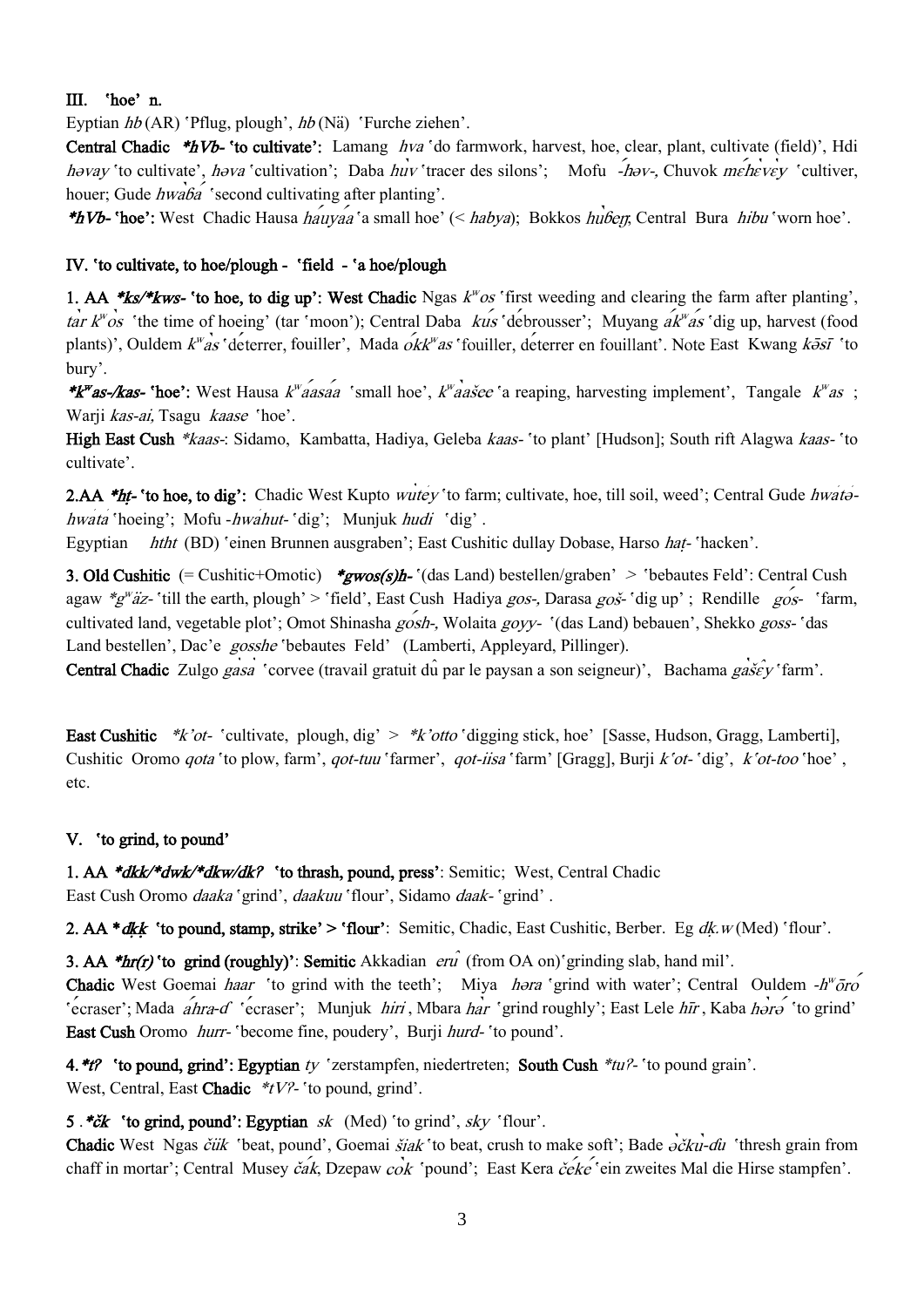## III. ʽhoeʼ n.

Eyptian *hb* (AR) ʽPflug, ploughʼ, *hb* (Nä) ʽFurche ziehenʼ.

**Central Chadic** ***hVb- ʽto cultivateʼ:*** Lamang *hva* ʽdo farmwork, harvest, hoe, clear, plant, cultivate (field)ʼ, Hdi *həvay* ʽto cultivateʼ, *həva* ʽcultivationʼ; Daba *hùv* ʽtracer des silonsʼ; Mofu *-ɦəv-*, Chuvok *mɛhɛ̀vɛ̀y* ʽcultiver, houer; Gude *hwaɓà* ʽsecond cultivating after plantingʼ.

***hVb- ʽhoeʼ:*** West Chadic Hausa *háuyáa* ʽa small hoeʼ (< *habya*); Bokkos *hùɓeŋ*, Central Bura *hibu* ʽworn hoeʼ.

## IV. ʽto cultivate, to hoe/plough - ʽfield - ʽa hoe/plough

**1. AA *ks/*kws- ʽto hoe, to dig upʼ: West Chadic** Ngas *kʷos* ʽfirst weeding and clearing the farm after plantingʼ, *tàr kʷòs* ʽthe time of hoeingʼ (tar ʽmoonʼ); Central Daba *kús* ʽdébrousserʼ; Muyang *ákʷás* ʽdig up, harvest (food plants)ʼ, Ouldem *kʷàs* ʽdéterrer, fouillerʼ, Mada *ókkʷas* ʽfouiller, déterrer en fouillantʼ. Note East Kwang *kəsī* ʽto buryʼ.

***kʷas-/kas- ʽhoeʼ:*** West Hausa *kʷáasáa* ʽsmall hoeʼ, *kʷàašee* ʽa reaping, harvesting implementʼ, Tangale *kʷas* ; Warji *kas-ai*, Tsagu *kaase* ʽhoeʼ.

**High East Cush** **kaas-*: Sidamo, Kambatta, Hadiya, Geleba *kaas-* ʽto plantʼ [Hudson]; South rift Alagwa *kaas-* ʽto cultivateʼ.

**2.AA *hṭ- ʽto hoe, to digʼ:** Chadic West Kupto *wutéy* ʽto farm; cultivate, hoe, till soil, weedʼ; Central Gude *hwátə-hwátá* ʽhoeingʼ; Mofu *-hwáhut-* ʽdigʼ; Munjuk *hudi* ʽdigʼ .

Egyptian *htht* (BD) ʽeinen Brunnen ausgrabenʼ; East Cushitic dullay Dobase, Harso *haṭ-* ʽhackenʼ.

**3. Old Cushitic** (= Cushitic+Omotic) ***gwos(s)h-*** ʽ(das Land) bestellen/grabenʼ > ʽbebautes Feldʼ: Central Cush agaw **gʷäz-* ʽtill the earth, ploughʼ > ʽfieldʼ, East Cush Hadiya *gos-*, Darasa *goš-* ʽdig upʼ ; Rendille *gós-* ʽfarm, cultivated land, vegetable plotʼ; Omot Shinasha *gósh-*, Wolaita *goyy-* ʽ(das Land) bebauenʼ, Shekko *goss-* ʽdas Land bestellenʼ, Dac'e *gosshe* ʽbebautes Feldʼ (Lamberti, Appleyard, Pillinger).

**Central Chadic** Zulgo *gàsà* ʽcorvee (travail gratuit dû par le paysan a son seigneur)ʼ, Bachama *gàšɛ̂y* ʽfarmʼ.

**East Cushitic** **k'ot-* ʽcultivate, plough, digʼ > **k'otto* ʽdigging stick, hoeʼ [Sasse, Hudson, Gragg, Lamberti], Cushitic Oromo *qota* ʽto plow, farmʼ, *qot-tuu* ʽfarmerʼ, *qot-iisa* ʽfarmʼ [Gragg], Burji *k'ot-* ʽdigʼ, *k'ot-too* ʽhoeʼ , etc.

## V. ʽto grind, to poundʼ

**1. AA *dkk/*dwk/*dkw/dkʔ ʽto thrash, pound, pressʼ**: Semitic; West, Central Chadic
East Cush Oromo *daaka* ʽgrindʼ, *daakuu* ʽflourʼ, Sidamo *daak-* ʽgrindʼ .

**2. AA *dḳḳ ʽto pound, stamp, strikeʼ > ʽflourʼ**: Semitic, Chadic, East Cushitic, Berber. Eg *dḳ.w* (Med) ʽflourʼ.

**3. AA *hr(r) ʽto grind (roughly)ʼ**: **Semitic** Akkadian *erû* (from OA on)ʽgrinding slab, hand milʼ.

**Chadic** West Goemai *haar* ʽto grind with the teethʼ; Miya *həra* ʽgrind with waterʼ; Central Ouldem *-hʷōró* ʽécraserʼ; Mada *áhra-ɗ* ʽécraserʼ; Munjuk *hiri*, Mbara *hàr* ʽgrind roughlyʼ; East Lele *hīr*, Kaba *hə̀rə́* ʽto grindʼ
**East Cush** Oromo *hurr-* ʽbecome fine, pouderyʼ, Burji *hurd-* ʽto poundʼ.

**4. *tʔ ʽto pound, grindʼ: Egyptian** *ty* ʽzerstampfen, niedertretenʼ; **South Cush** **tuʔ-* ʽto pound grainʼ.
West, Central, East **Chadic** **tVʔ-* ʽto pound, grindʼ.

**5 . *čk ʽto grind, poundʼ: Egyptian** *sk* (Med) ʽto grindʼ, *sky* ʽflourʼ.

**Chadic** West Ngas *čük* ʽbeat, poundʼ, Goemai *šiak* ʽto beat, crush to make softʼ; Bade *ə̀čkù-dù* ʽthresh grain from chaff in mortarʼ; Central Musey *čák*, Dzepaw *cɔ̀k* ʽpoundʼ; East Kera *čéké* ʽein zweites Mal die Hirse stampfenʼ.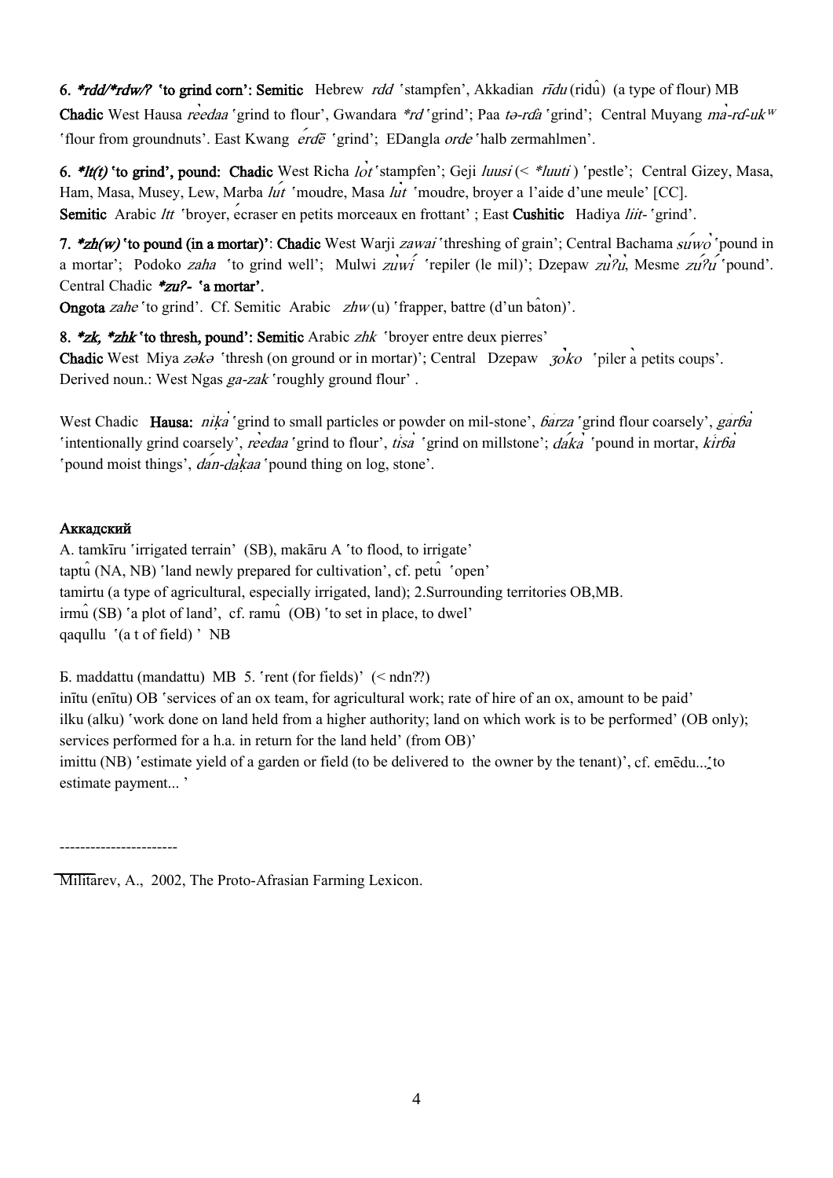**6. *\*rdd/\*rdw/ʔ* 'to grind corn': Semitic** Hebrew *rdd* 'stampfen', Akkadian *rīdu* (ridû) (a type of flour) MB
**Chadic** West Hausa *rèedaa* 'grind to flour', Gwandara *\*rd* 'grind'; Paa *tə-rdà* 'grind'; Central Muyang *mà-rd-ukʷ* 'flour from groundnuts'. East Kwang *érdē* 'grind'; EDangla *orde* 'halb zermahlmen'.

**6. *\*lt(t)* 'to grind', pound: Chadic** West Richa *lòt* 'stampfen'; Geji *luusi* (< *\*luuti*) 'pestle'; Central Gizey, Masa, Ham, Masa, Musey, Lew, Marba *lút* 'moudre, Masa *lùt* 'moudre, broyer a l'aide d'une meule' [CC].
**Semitic** Arabic *ltt* 'broyer, écraser en petits morceaux en frottant' ; East **Cushitic** Hadiya *liit-* 'grind'.

**7. *\*zh(w)* 'to pound (in a mortar)': Chadic** West Warji *zawai* 'threshing of grain'; Central Bachama *súwò* 'pound in a mortar'; Podoko *zaha* 'to grind well'; Mulwi *zùwí* 'repiler (le mil)'; Dzepaw *zùʔù*, Mesme *zúʔú* 'pound'. Central Chadic ***zuʔ-* 'a mortar'.**
**Ongota** *zahe* 'to grind'. Cf. Semitic Arabic *zhw* (u) 'frapper, battre (d'un bâton)'.

**8. *\*zk, \*zhk* 'to thresh, pound': Semitic** Arabic *zhk* 'broyer entre deux pierres'
**Chadic** West Miya *zəkə* 'thresh (on ground or in mortar)'; Central Dzepaw *ʒòko* 'piler à petits coups'. Derived noun.: West Ngas *ga-zak* 'roughly ground flour' .

West Chadic **Hausa:** *nìkà* 'grind to small particles or powder on mil-stone', *ɓárza* 'grind flour coarsely', *garɓà* 'intentionally grind coarsely', *rèedaa* 'grind to flour', *tìsà* 'grind on millstone'; *dákà* 'pound in mortar, *kìrɓà* 'pound moist things', *dán-dàkaa* 'pound thing on log, stone'.

**Аккадский**

A. tamkīru 'irrigated terrain' (SB), makāru A 'to flood, to irrigate'
taptû (NA, NB) 'land newly prepared for cultivation', cf. petû 'open'
tamirtu (a type of agricultural, especially irrigated, land); 2.Surrounding territories OB,MB.
irmû (SB) 'a plot of land', cf. ramû (OB) 'to set in place, to dwel'
qaqullu '(a t of field) ' NB

Б. maddattu (mandattu) MB 5. 'rent (for fields)' (< ndn??)
inītu (enītu) OB 'services of an ox team, for agricultural work; rate of hire of an ox, amount to be paid'
ilku (alku) 'work done on land held from a higher authority; land on which work is to be performed' (OB only); services performed for a h.a. in return for the land held' (from OB)'
imittu (NB) 'estimate yield of a garden or field (to be delivered to the owner by the tenant)', cf. emēdu...'to estimate payment... '

-----------------------

Militarev, A., 2002, The Proto-Afrasian Farming Lexicon.